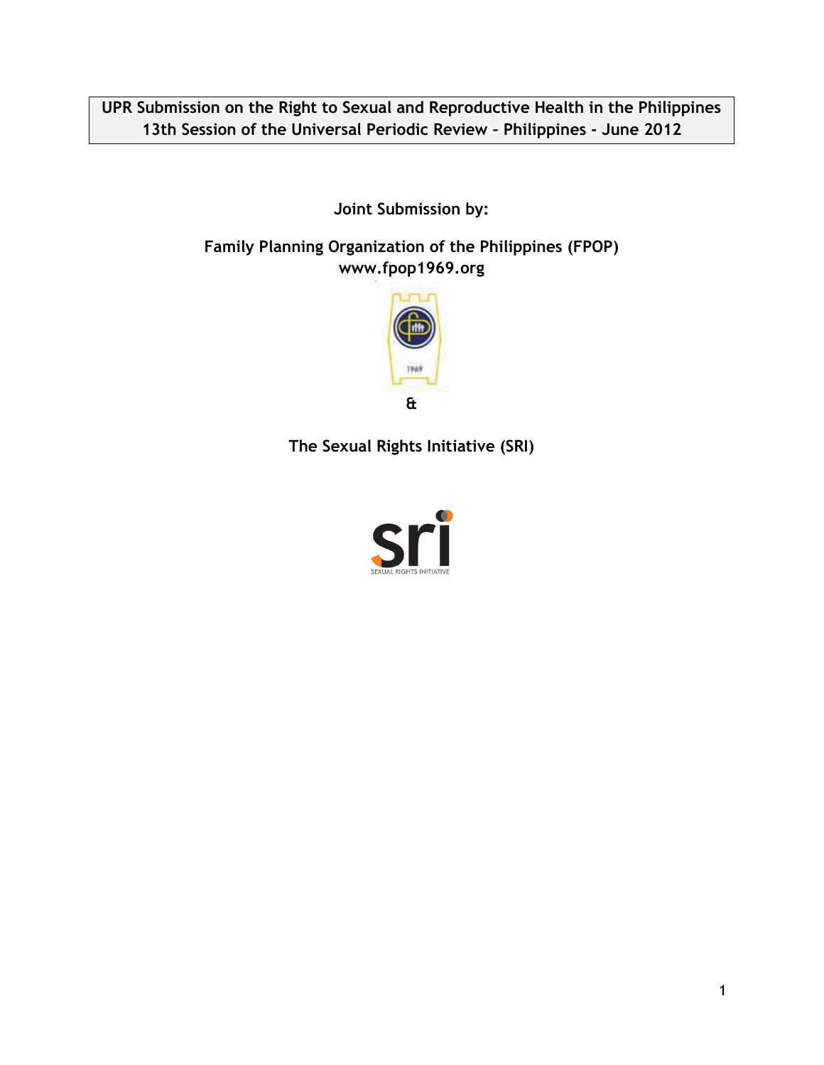**UPR Submission on the Right to Sexual and Reproductive Health in the Philippines**
**13th Session of the Universal Periodic Review – Philippines - June 2012**

**Joint Submission by:**

**Family Planning Organization of the Philippines (FPOP)**
**www.fpop1969.org**

**&**

**The Sexual Rights Initiative (SRI)**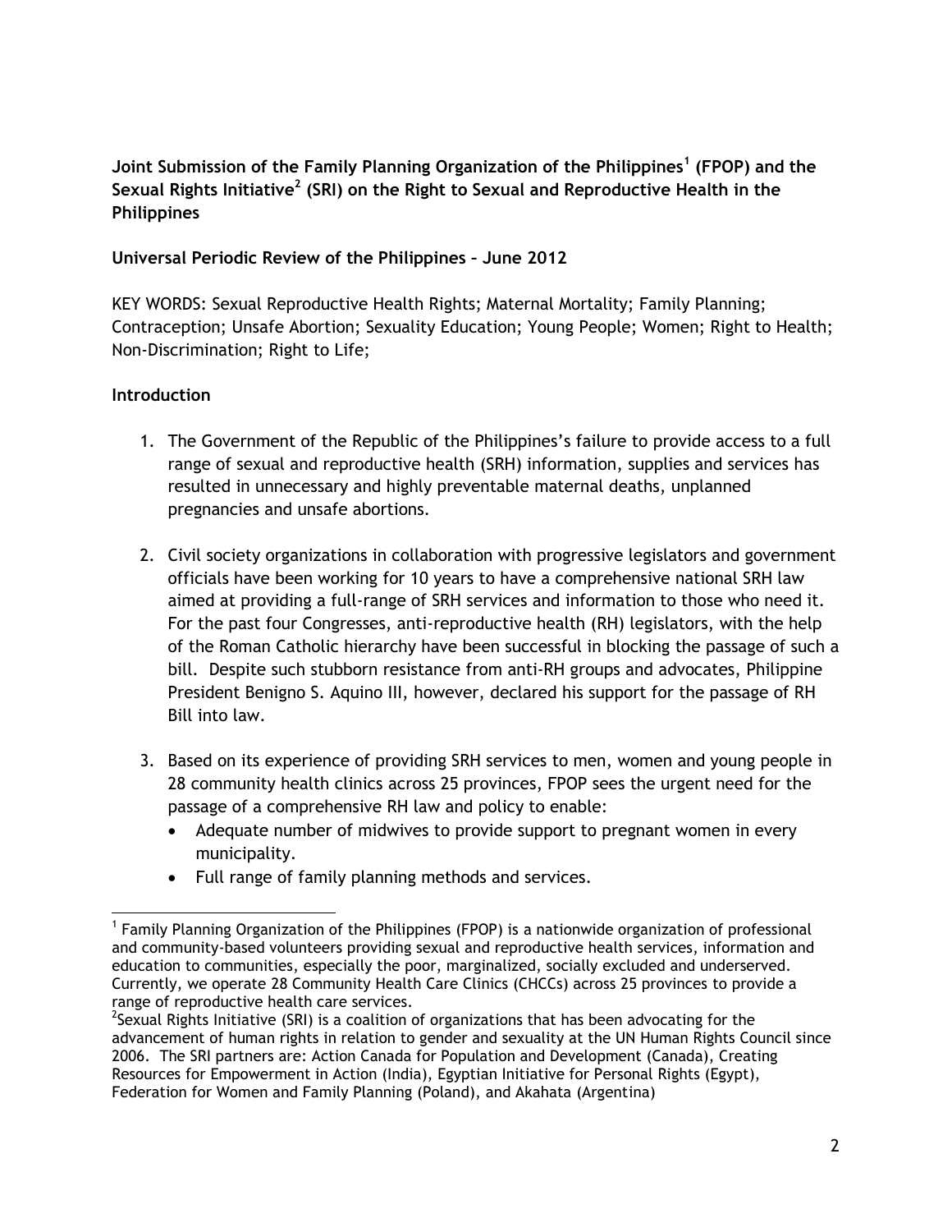**Joint Submission of the Family Planning Organization of the Philippines[1] (FPOP) and the Sexual Rights Initiative[2] (SRI) on the Right to Sexual and Reproductive Health in the Philippines**

**Universal Periodic Review of the Philippines – June 2012**

KEY WORDS: Sexual Reproductive Health Rights; Maternal Mortality; Family Planning; Contraception; Unsafe Abortion; Sexuality Education; Young People; Women; Right to Health; Non-Discrimination; Right to Life;

**Introduction**

1. The Government of the Republic of the Philippines's failure to provide access to a full range of sexual and reproductive health (SRH) information, supplies and services has resulted in unnecessary and highly preventable maternal deaths, unplanned pregnancies and unsafe abortions.

2. Civil society organizations in collaboration with progressive legislators and government officials have been working for 10 years to have a comprehensive national SRH law aimed at providing a full-range of SRH services and information to those who need it. For the past four Congresses, anti-reproductive health (RH) legislators, with the help of the Roman Catholic hierarchy have been successful in blocking the passage of such a bill. Despite such stubborn resistance from anti-RH groups and advocates, Philippine President Benigno S. Aquino III, however, declared his support for the passage of RH Bill into law.

3. Based on its experience of providing SRH services to men, women and young people in 28 community health clinics across 25 provinces, FPOP sees the urgent need for the passage of a comprehensive RH law and policy to enable:
   - Adequate number of midwives to provide support to pregnant women in every municipality.
   - Full range of family planning methods and services.

---

[1] Family Planning Organization of the Philippines (FPOP) is a nationwide organization of professional and community-based volunteers providing sexual and reproductive health services, information and education to communities, especially the poor, marginalized, socially excluded and underserved. Currently, we operate 28 Community Health Care Clinics (CHCCs) across 25 provinces to provide a range of reproductive health care services.

[2] Sexual Rights Initiative (SRI) is a coalition of organizations that has been advocating for the advancement of human rights in relation to gender and sexuality at the UN Human Rights Council since 2006. The SRI partners are: Action Canada for Population and Development (Canada), Creating Resources for Empowerment in Action (India), Egyptian Initiative for Personal Rights (Egypt), Federation for Women and Family Planning (Poland), and Akahata (Argentina)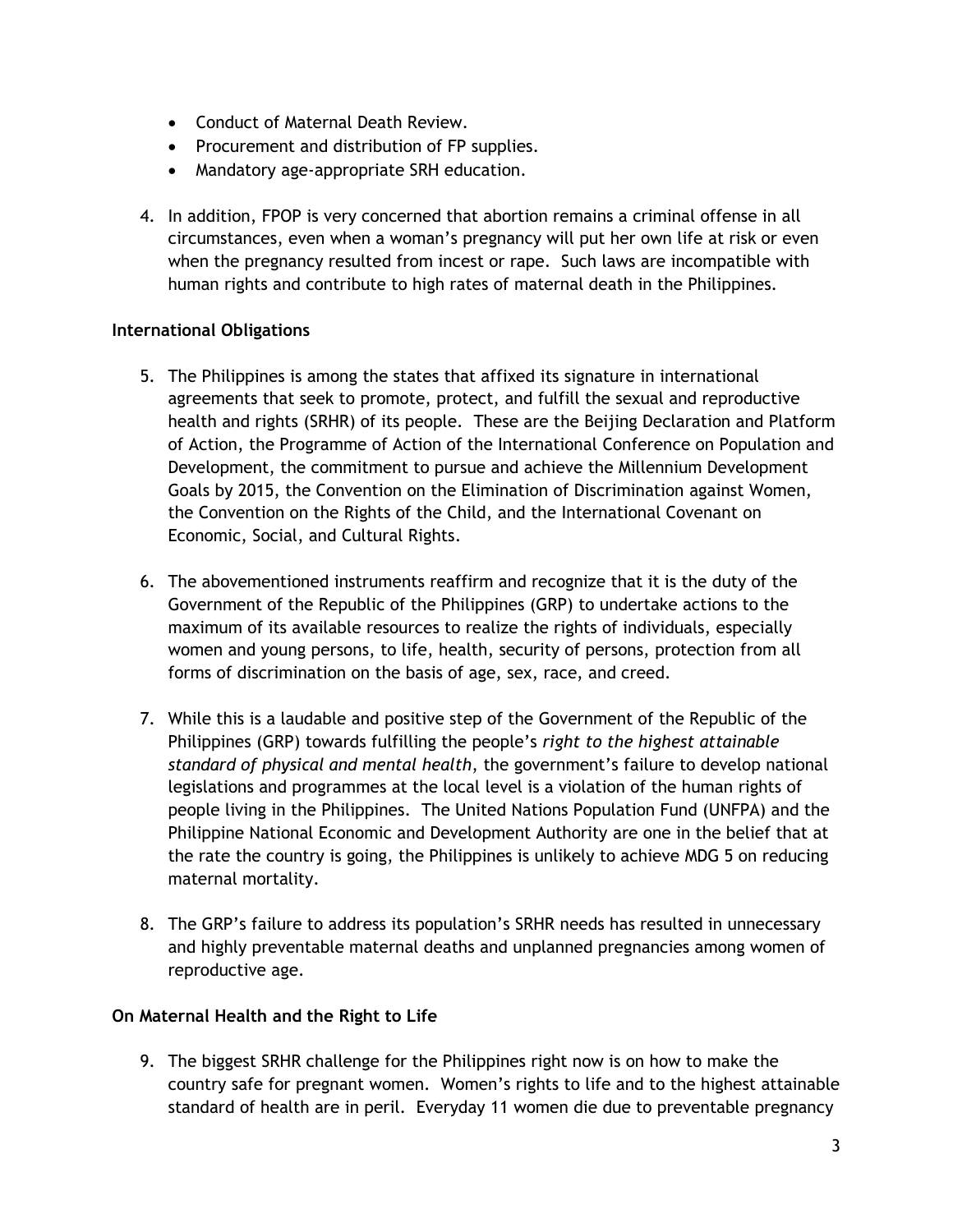- Conduct of Maternal Death Review.
- Procurement and distribution of FP supplies.
- Mandatory age-appropriate SRH education.

4. In addition, FPOP is very concerned that abortion remains a criminal offense in all circumstances, even when a woman's pregnancy will put her own life at risk or even when the pregnancy resulted from incest or rape. Such laws are incompatible with human rights and contribute to high rates of maternal death in the Philippines.

**International Obligations**

5. The Philippines is among the states that affixed its signature in international agreements that seek to promote, protect, and fulfill the sexual and reproductive health and rights (SRHR) of its people. These are the Beijing Declaration and Platform of Action, the Programme of Action of the International Conference on Population and Development, the commitment to pursue and achieve the Millennium Development Goals by 2015, the Convention on the Elimination of Discrimination against Women, the Convention on the Rights of the Child, and the International Covenant on Economic, Social, and Cultural Rights.

6. The abovementioned instruments reaffirm and recognize that it is the duty of the Government of the Republic of the Philippines (GRP) to undertake actions to the maximum of its available resources to realize the rights of individuals, especially women and young persons, to life, health, security of persons, protection from all forms of discrimination on the basis of age, sex, race, and creed.

7. While this is a laudable and positive step of the Government of the Republic of the Philippines (GRP) towards fulfilling the people's *right to the highest attainable standard of physical and mental health*, the government's failure to develop national legislations and programmes at the local level is a violation of the human rights of people living in the Philippines. The United Nations Population Fund (UNFPA) and the Philippine National Economic and Development Authority are one in the belief that at the rate the country is going, the Philippines is unlikely to achieve MDG 5 on reducing maternal mortality.

8. The GRP's failure to address its population's SRHR needs has resulted in unnecessary and highly preventable maternal deaths and unplanned pregnancies among women of reproductive age.

**On Maternal Health and the Right to Life**

9. The biggest SRHR challenge for the Philippines right now is on how to make the country safe for pregnant women. Women's rights to life and to the highest attainable standard of health are in peril. Everyday 11 women die due to preventable pregnancy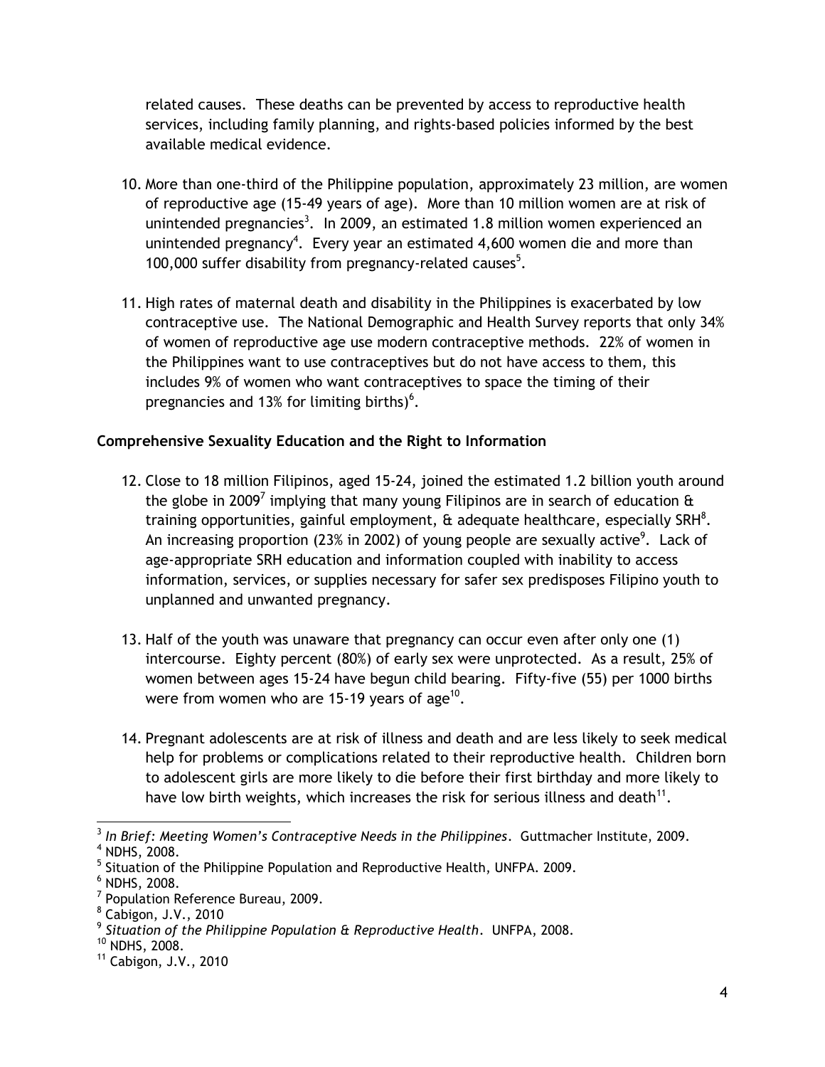related causes. These deaths can be prevented by access to reproductive health services, including family planning, and rights-based policies informed by the best available medical evidence.

10. More than one-third of the Philippine population, approximately 23 million, are women of reproductive age (15-49 years of age). More than 10 million women are at risk of unintended pregnancies[3]. In 2009, an estimated 1.8 million women experienced an unintended pregnancy[4]. Every year an estimated 4,600 women die and more than 100,000 suffer disability from pregnancy-related causes[5].

11. High rates of maternal death and disability in the Philippines is exacerbated by low contraceptive use. The National Demographic and Health Survey reports that only 34% of women of reproductive age use modern contraceptive methods. 22% of women in the Philippines want to use contraceptives but do not have access to them, this includes 9% of women who want contraceptives to space the timing of their pregnancies and 13% for limiting births)[6].

**Comprehensive Sexuality Education and the Right to Information**

12. Close to 18 million Filipinos, aged 15-24, joined the estimated 1.2 billion youth around the globe in 2009[7] implying that many young Filipinos are in search of education & training opportunities, gainful employment, & adequate healthcare, especially SRH[8]. An increasing proportion (23% in 2002) of young people are sexually active[9]. Lack of age-appropriate SRH education and information coupled with inability to access information, services, or supplies necessary for safer sex predisposes Filipino youth to unplanned and unwanted pregnancy.

13. Half of the youth was unaware that pregnancy can occur even after only one (1) intercourse. Eighty percent (80%) of early sex were unprotected. As a result, 25% of women between ages 15-24 have begun child bearing. Fifty-five (55) per 1000 births were from women who are 15-19 years of age[10].

14. Pregnant adolescents are at risk of illness and death and are less likely to seek medical help for problems or complications related to their reproductive health. Children born to adolescent girls are more likely to die before their first birthday and more likely to have low birth weights, which increases the risk for serious illness and death[11].

---

[3] *In Brief: Meeting Women's Contraceptive Needs in the Philippines*. Guttmacher Institute, 2009.
[4] NDHS, 2008.
[5] Situation of the Philippine Population and Reproductive Health, UNFPA. 2009.
[6] NDHS, 2008.
[7] Population Reference Bureau, 2009.
[8] Cabigon, J.V., 2010
[9] *Situation of the Philippine Population & Reproductive Health*. UNFPA, 2008.
[10] NDHS, 2008.
[11] Cabigon, J.V., 2010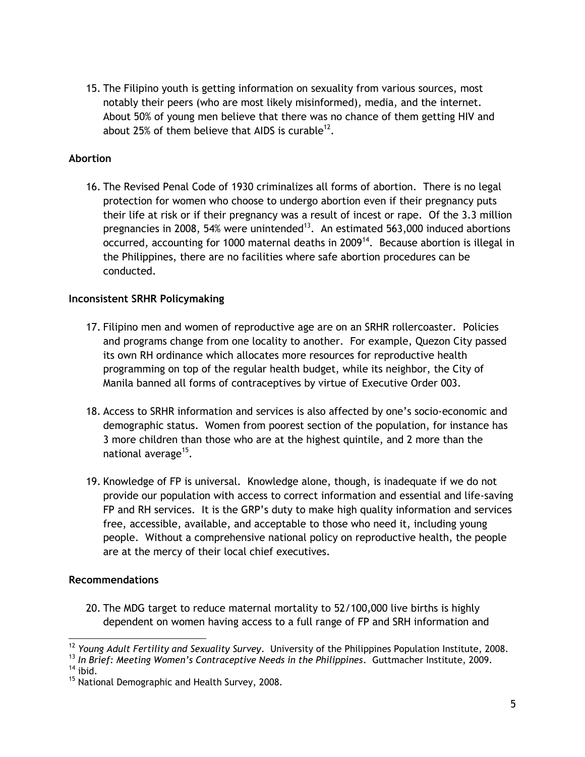15. The Filipino youth is getting information on sexuality from various sources, most notably their peers (who are most likely misinformed), media, and the internet. About 50% of young men believe that there was no chance of them getting HIV and about 25% of them believe that AIDS is curable[12].

**Abortion**

16. The Revised Penal Code of 1930 criminalizes all forms of abortion. There is no legal protection for women who choose to undergo abortion even if their pregnancy puts their life at risk or if their pregnancy was a result of incest or rape. Of the 3.3 million pregnancies in 2008, 54% were unintended[13]. An estimated 563,000 induced abortions occurred, accounting for 1000 maternal deaths in 2009[14]. Because abortion is illegal in the Philippines, there are no facilities where safe abortion procedures can be conducted.

**Inconsistent SRHR Policymaking**

17. Filipino men and women of reproductive age are on an SRHR rollercoaster. Policies and programs change from one locality to another. For example, Quezon City passed its own RH ordinance which allocates more resources for reproductive health programming on top of the regular health budget, while its neighbor, the City of Manila banned all forms of contraceptives by virtue of Executive Order 003.

18. Access to SRHR information and services is also affected by one's socio-economic and demographic status. Women from poorest section of the population, for instance has 3 more children than those who are at the highest quintile, and 2 more than the national average[15].

19. Knowledge of FP is universal. Knowledge alone, though, is inadequate if we do not provide our population with access to correct information and essential and life-saving FP and RH services. It is the GRP's duty to make high quality information and services free, accessible, available, and acceptable to those who need it, including young people. Without a comprehensive national policy on reproductive health, the people are at the mercy of their local chief executives.

**Recommendations**

20. The MDG target to reduce maternal mortality to 52/100,000 live births is highly dependent on women having access to a full range of FP and SRH information and

---

[12] *Young Adult Fertility and Sexuality Survey*. University of the Philippines Population Institute, 2008.

[13] *In Brief: Meeting Women's Contraceptive Needs in the Philippines*. Guttmacher Institute, 2009.

[14] ibid.

[15] National Demographic and Health Survey, 2008.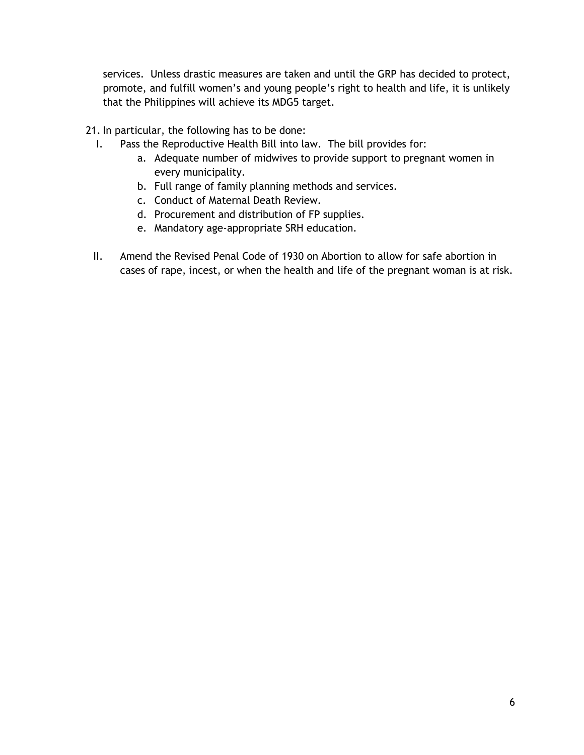services. Unless drastic measures are taken and until the GRP has decided to protect, promote, and fulfill women's and young people's right to health and life, it is unlikely that the Philippines will achieve its MDG5 target.

21. In particular, the following has to be done:
    I. Pass the Reproductive Health Bill into law. The bill provides for:
        a. Adequate number of midwives to provide support to pregnant women in every municipality.
        b. Full range of family planning methods and services.
        c. Conduct of Maternal Death Review.
        d. Procurement and distribution of FP supplies.
        e. Mandatory age-appropriate SRH education.

    II. Amend the Revised Penal Code of 1930 on Abortion to allow for safe abortion in cases of rape, incest, or when the health and life of the pregnant woman is at risk.